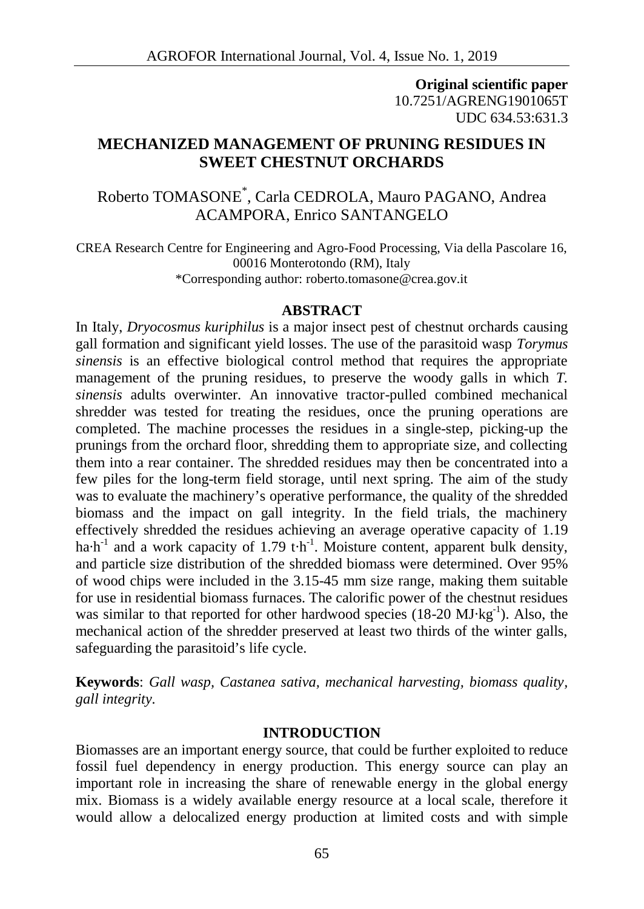**Original scientific paper**
10.7251/AGRENG1901065T
UDC 634.53:631.3

# MECHANIZED MANAGEMENT OF PRUNING RESIDUES IN SWEET CHESTNUT ORCHARDS

Roberto TOMASONE*, Carla CEDROLA, Mauro PAGANO, Andrea ACAMPORA, Enrico SANTANGELO

CREA Research Centre for Engineering and Agro-Food Processing, Via della Pascolare 16, 00016 Monterotondo (RM), Italy
*Corresponding author: roberto.tomasone@crea.gov.it

## ABSTRACT

In Italy, *Dryocosmus kuriphilus* is a major insect pest of chestnut orchards causing gall formation and significant yield losses. The use of the parasitoid wasp *Torymus sinensis* is an effective biological control method that requires the appropriate management of the pruning residues, to preserve the woody galls in which *T. sinensis* adults overwinter. An innovative tractor-pulled combined mechanical shredder was tested for treating the residues, once the pruning operations are completed. The machine processes the residues in a single-step, picking-up the prunings from the orchard floor, shredding them to appropriate size, and collecting them into a rear container. The shredded residues may then be concentrated into a few piles for the long-term field storage, until next spring. The aim of the study was to evaluate the machinery's operative performance, the quality of the shredded biomass and the impact on gall integrity. In the field trials, the machinery effectively shredded the residues achieving an average operative capacity of 1.19 $ha \cdot h^{-1}$ and a work capacity of 1.79 $t \cdot h^{-1}$. Moisture content, apparent bulk density, and particle size distribution of the shredded biomass were determined. Over 95% of wood chips were included in the 3.15-45 mm size range, making them suitable for use in residential biomass furnaces. The calorific power of the chestnut residues was similar to that reported for other hardwood species (18-20 $MJ \cdot kg^{-1}$). Also, the mechanical action of the shredder preserved at least two thirds of the winter galls, safeguarding the parasitoid's life cycle.

**Keywords**: *Gall wasp, Castanea sativa, mechanical harvesting, biomass quality, gall integrity.*

## INTRODUCTION

Biomasses are an important energy source, that could be further exploited to reduce fossil fuel dependency in energy production. This energy source can play an important role in increasing the share of renewable energy in the global energy mix. Biomass is a widely available energy resource at a local scale, therefore it would allow a delocalized energy production at limited costs and with simple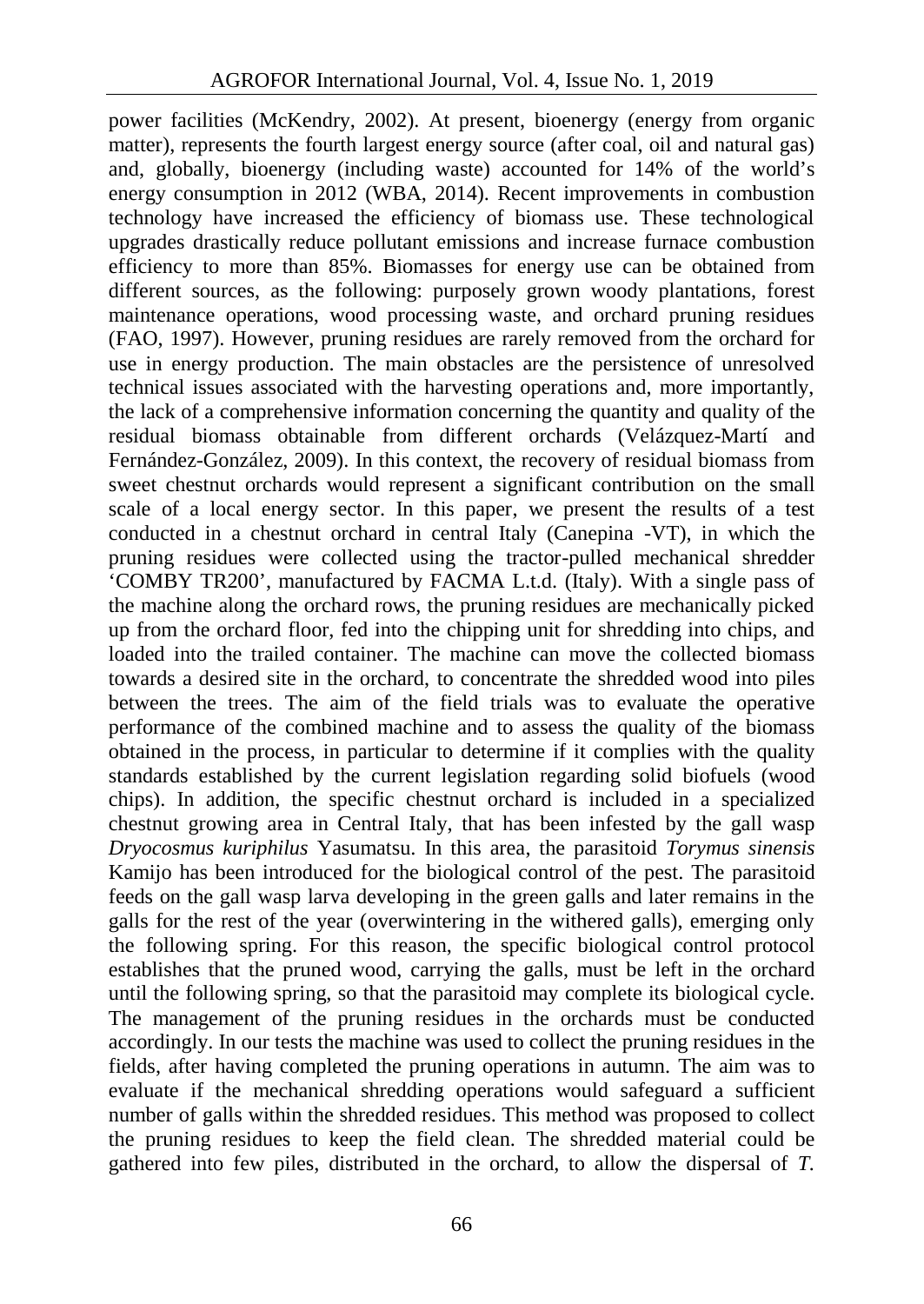power facilities (McKendry, 2002). At present, bioenergy (energy from organic matter), represents the fourth largest energy source (after coal, oil and natural gas) and, globally, bioenergy (including waste) accounted for 14% of the world's energy consumption in 2012 (WBA, 2014). Recent improvements in combustion technology have increased the efficiency of biomass use. These technological upgrades drastically reduce pollutant emissions and increase furnace combustion efficiency to more than 85%. Biomasses for energy use can be obtained from different sources, as the following: purposely grown woody plantations, forest maintenance operations, wood processing waste, and orchard pruning residues (FAO, 1997). However, pruning residues are rarely removed from the orchard for use in energy production. The main obstacles are the persistence of unresolved technical issues associated with the harvesting operations and, more importantly, the lack of a comprehensive information concerning the quantity and quality of the residual biomass obtainable from different orchards (Velázquez-Martí and Fernández-González, 2009). In this context, the recovery of residual biomass from sweet chestnut orchards would represent a significant contribution on the small scale of a local energy sector. In this paper, we present the results of a test conducted in a chestnut orchard in central Italy (Canepina -VT), in which the pruning residues were collected using the tractor-pulled mechanical shredder 'COMBY TR200', manufactured by FACMA L.t.d. (Italy). With a single pass of the machine along the orchard rows, the pruning residues are mechanically picked up from the orchard floor, fed into the chipping unit for shredding into chips, and loaded into the trailed container. The machine can move the collected biomass towards a desired site in the orchard, to concentrate the shredded wood into piles between the trees. The aim of the field trials was to evaluate the operative performance of the combined machine and to assess the quality of the biomass obtained in the process, in particular to determine if it complies with the quality standards established by the current legislation regarding solid biofuels (wood chips). In addition, the specific chestnut orchard is included in a specialized chestnut growing area in Central Italy, that has been infested by the gall wasp *Dryocosmus kuriphilus* Yasumatsu. In this area, the parasitoid *Torymus sinensis* Kamijo has been introduced for the biological control of the pest. The parasitoid feeds on the gall wasp larva developing in the green galls and later remains in the galls for the rest of the year (overwintering in the withered galls), emerging only the following spring. For this reason, the specific biological control protocol establishes that the pruned wood, carrying the galls, must be left in the orchard until the following spring, so that the parasitoid may complete its biological cycle. The management of the pruning residues in the orchards must be conducted accordingly. In our tests the machine was used to collect the pruning residues in the fields, after having completed the pruning operations in autumn. The aim was to evaluate if the mechanical shredding operations would safeguard a sufficient number of galls within the shredded residues. This method was proposed to collect the pruning residues to keep the field clean. The shredded material could be gathered into few piles, distributed in the orchard, to allow the dispersal of *T.*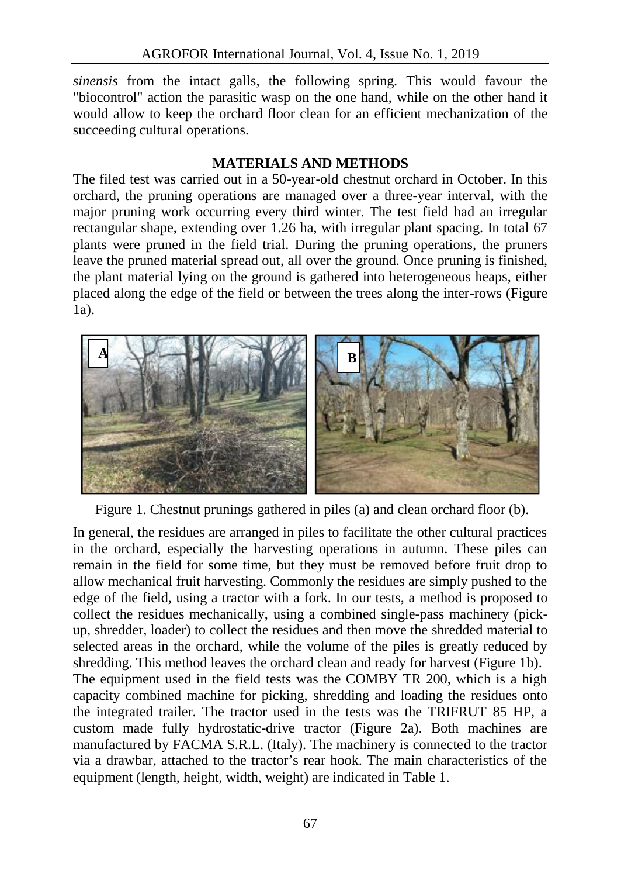*sinensis* from the intact galls, the following spring. This would favour the "biocontrol" action the parasitic wasp on the one hand, while on the other hand it would allow to keep the orchard floor clean for an efficient mechanization of the succeeding cultural operations.

## MATERIALS AND METHODS

The filed test was carried out in a 50-year-old chestnut orchard in October. In this orchard, the pruning operations are managed over a three-year interval, with the major pruning work occurring every third winter. The test field had an irregular rectangular shape, extending over 1.26 ha, with irregular plant spacing. In total 67 plants were pruned in the field trial. During the pruning operations, the pruners leave the pruned material spread out, all over the ground. Once pruning is finished, the plant material lying on the ground is gathered into heterogeneous heaps, either placed along the edge of the field or between the trees along the inter-rows (Figure 1a).

Figure 1. Chestnut prunings gathered in piles (a) and clean orchard floor (b).

In general, the residues are arranged in piles to facilitate the other cultural practices in the orchard, especially the harvesting operations in autumn. These piles can remain in the field for some time, but they must be removed before fruit drop to allow mechanical fruit harvesting. Commonly the residues are simply pushed to the edge of the field, using a tractor with a fork. In our tests, a method is proposed to collect the residues mechanically, using a combined single-pass machinery (pick-up, shredder, loader) to collect the residues and then move the shredded material to selected areas in the orchard, while the volume of the piles is greatly reduced by shredding. This method leaves the orchard clean and ready for harvest (Figure 1b).
The equipment used in the field tests was the COMBY TR 200, which is a high capacity combined machine for picking, shredding and loading the residues onto the integrated trailer. The tractor used in the tests was the TRIFRUT 85 HP, a custom made fully hydrostatic-drive tractor (Figure 2a). Both machines are manufactured by FACMA S.R.L. (Italy). The machinery is connected to the tractor via a drawbar, attached to the tractor's rear hook. The main characteristics of the equipment (length, height, width, weight) are indicated in Table 1.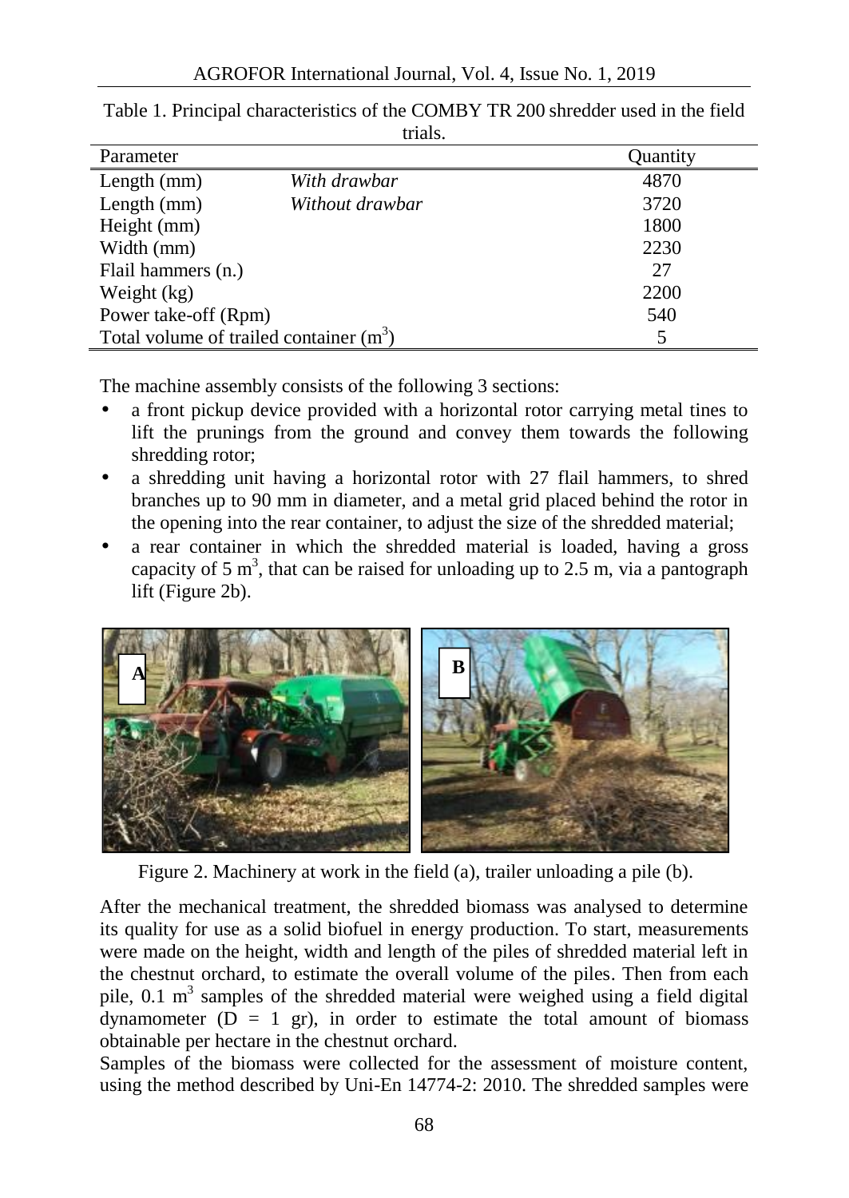Table 1. Principal characteristics of the COMBY TR 200 shredder used in the field trials.

| Parameter | | Quantity |
|---|---|---|
| Length (mm) | *With drawbar* | 4870 |
| Length (mm) | *Without drawbar* | 3720 |
| Height (mm) | | 1800 |
| Width (mm) | | 2230 |
| Flail hammers (n.) | | 27 |
| Weight (kg) | | 2200 |
| Power take-off (Rpm) | | 540 |
| Total volume of trailed container ($m^3$) | | 5 |

The machine assembly consists of the following 3 sections:

- a front pickup device provided with a horizontal rotor carrying metal tines to lift the prunings from the ground and convey them towards the following shredding rotor;
- a shredding unit having a horizontal rotor with 27 flail hammers, to shred branches up to 90 mm in diameter, and a metal grid placed behind the rotor in the opening into the rear container, to adjust the size of the shredded material;
- a rear container in which the shredded material is loaded, having a gross capacity of 5 $m^3$, that can be raised for unloading up to 2.5 m, via a pantograph lift (Figure 2b).

Figure 2. Machinery at work in the field (a), trailer unloading a pile (b).

After the mechanical treatment, the shredded biomass was analysed to determine its quality for use as a solid biofuel in energy production. To start, measurements were made on the height, width and length of the piles of shredded material left in the chestnut orchard, to estimate the overall volume of the piles. Then from each pile, 0.1 $m^3$ samples of the shredded material were weighed using a field digital dynamometer (D = 1 gr), in order to estimate the total amount of biomass obtainable per hectare in the chestnut orchard.

Samples of the biomass were collected for the assessment of moisture content, using the method described by Uni-En 14774-2: 2010. The shredded samples were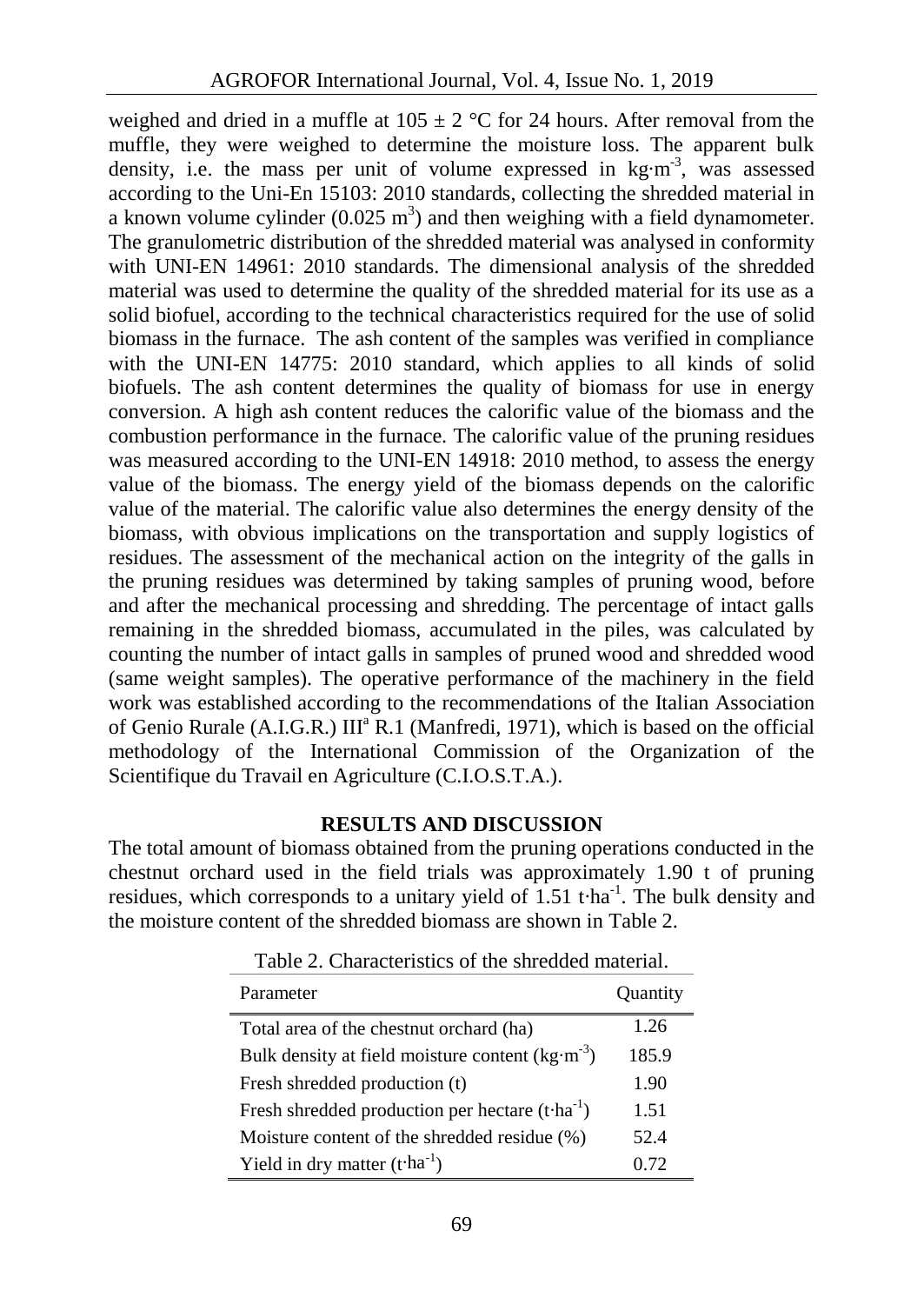weighed and dried in a muffle at 105 ± 2 °C for 24 hours. After removal from the muffle, they were weighed to determine the moisture loss. The apparent bulk density, i.e. the mass per unit of volume expressed in $kg \cdot m^{-3}$, was assessed according to the Uni-En 15103: 2010 standards, collecting the shredded material in a known volume cylinder ($0.025\ m^3$) and then weighing with a field dynamometer. The granulometric distribution of the shredded material was analysed in conformity with UNI-EN 14961: 2010 standards. The dimensional analysis of the shredded material was used to determine the quality of the shredded material for its use as a solid biofuel, according to the technical characteristics required for the use of solid biomass in the furnace. The ash content of the samples was verified in compliance with the UNI-EN 14775: 2010 standard, which applies to all kinds of solid biofuels. The ash content determines the quality of biomass for use in energy conversion. A high ash content reduces the calorific value of the biomass and the combustion performance in the furnace. The calorific value of the pruning residues was measured according to the UNI-EN 14918: 2010 method, to assess the energy value of the biomass. The energy yield of the biomass depends on the calorific value of the material. The calorific value also determines the energy density of the biomass, with obvious implications on the transportation and supply logistics of residues. The assessment of the mechanical action on the integrity of the galls in the pruning residues was determined by taking samples of pruning wood, before and after the mechanical processing and shredding. The percentage of intact galls remaining in the shredded biomass, accumulated in the piles, was calculated by counting the number of intact galls in samples of pruned wood and shredded wood (same weight samples). The operative performance of the machinery in the field work was established according to the recommendations of the Italian Association of Genio Rurale (A.I.G.R.) III[a] R.1 (Manfredi, 1971), which is based on the official methodology of the International Commission of the Organization of the Scientifique du Travail en Agriculture (C.I.O.S.T.A.).

## RESULTS AND DISCUSSION

The total amount of biomass obtained from the pruning operations conducted in the chestnut orchard used in the field trials was approximately 1.90 t of pruning residues, which corresponds to a unitary yield of 1.51 $t \cdot ha^{-1}$. The bulk density and the moisture content of the shredded biomass are shown in Table 2.

Table 2. Characteristics of the shredded material.

| Parameter | Quantity |
|---|---|
| Total area of the chestnut orchard (ha) | 1.26 |
| Bulk density at field moisture content ($kg \cdot m^{-3}$) | 185.9 |
| Fresh shredded production (t) | 1.90 |
| Fresh shredded production per hectare ($t \cdot ha^{-1}$) | 1.51 |
| Moisture content of the shredded residue (%) | 52.4 |
| Yield in dry matter ($t \cdot ha^{-1}$) | 0.72 |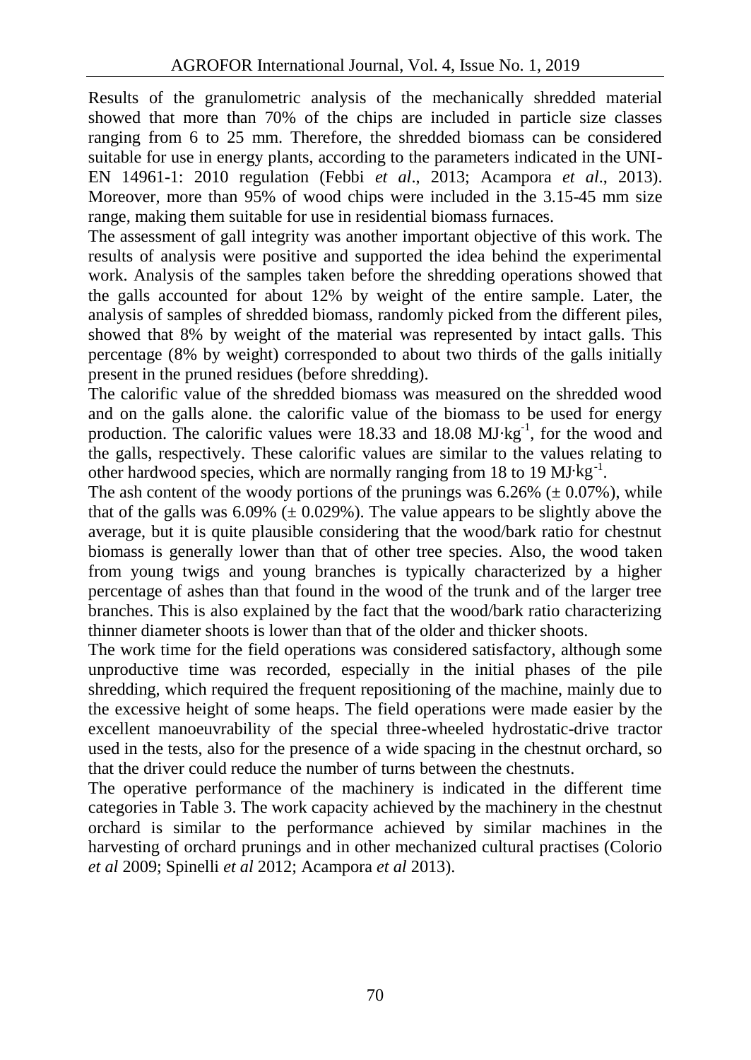Results of the granulometric analysis of the mechanically shredded material showed that more than 70% of the chips are included in particle size classes ranging from 6 to 25 mm. Therefore, the shredded biomass can be considered suitable for use in energy plants, according to the parameters indicated in the UNI-EN 14961-1: 2010 regulation (Febbi *et al*., 2013; Acampora *et al*., 2013). Moreover, more than 95% of wood chips were included in the 3.15-45 mm size range, making them suitable for use in residential biomass furnaces.

The assessment of gall integrity was another important objective of this work. The results of analysis were positive and supported the idea behind the experimental work. Analysis of the samples taken before the shredding operations showed that the galls accounted for about 12% by weight of the entire sample. Later, the analysis of samples of shredded biomass, randomly picked from the different piles, showed that 8% by weight of the material was represented by intact galls. This percentage (8% by weight) corresponded to about two thirds of the galls initially present in the pruned residues (before shredding).

The calorific value of the shredded biomass was measured on the shredded wood and on the galls alone. the calorific value of the biomass to be used for energy production. The calorific values were 18.33 and 18.08 $MJ \cdot kg^{-1}$, for the wood and the galls, respectively. These calorific values are similar to the values relating to other hardwood species, which are normally ranging from 18 to 19 $MJ \cdot kg^{-1}$.

The ash content of the woody portions of the prunings was 6.26% ($\pm$ 0.07%), while that of the galls was 6.09% ($\pm$ 0.029%). The value appears to be slightly above the average, but it is quite plausible considering that the wood/bark ratio for chestnut biomass is generally lower than that of other tree species. Also, the wood taken from young twigs and young branches is typically characterized by a higher percentage of ashes than that found in the wood of the trunk and of the larger tree branches. This is also explained by the fact that the wood/bark ratio characterizing thinner diameter shoots is lower than that of the older and thicker shoots.

The work time for the field operations was considered satisfactory, although some unproductive time was recorded, especially in the initial phases of the pile shredding, which required the frequent repositioning of the machine, mainly due to the excessive height of some heaps. The field operations were made easier by the excellent manoeuvrability of the special three-wheeled hydrostatic-drive tractor used in the tests, also for the presence of a wide spacing in the chestnut orchard, so that the driver could reduce the number of turns between the chestnuts.

The operative performance of the machinery is indicated in the different time categories in Table 3. The work capacity achieved by the machinery in the chestnut orchard is similar to the performance achieved by similar machines in the harvesting of orchard prunings and in other mechanized cultural practises (Colorio *et al* 2009; Spinelli *et al* 2012; Acampora *et al* 2013).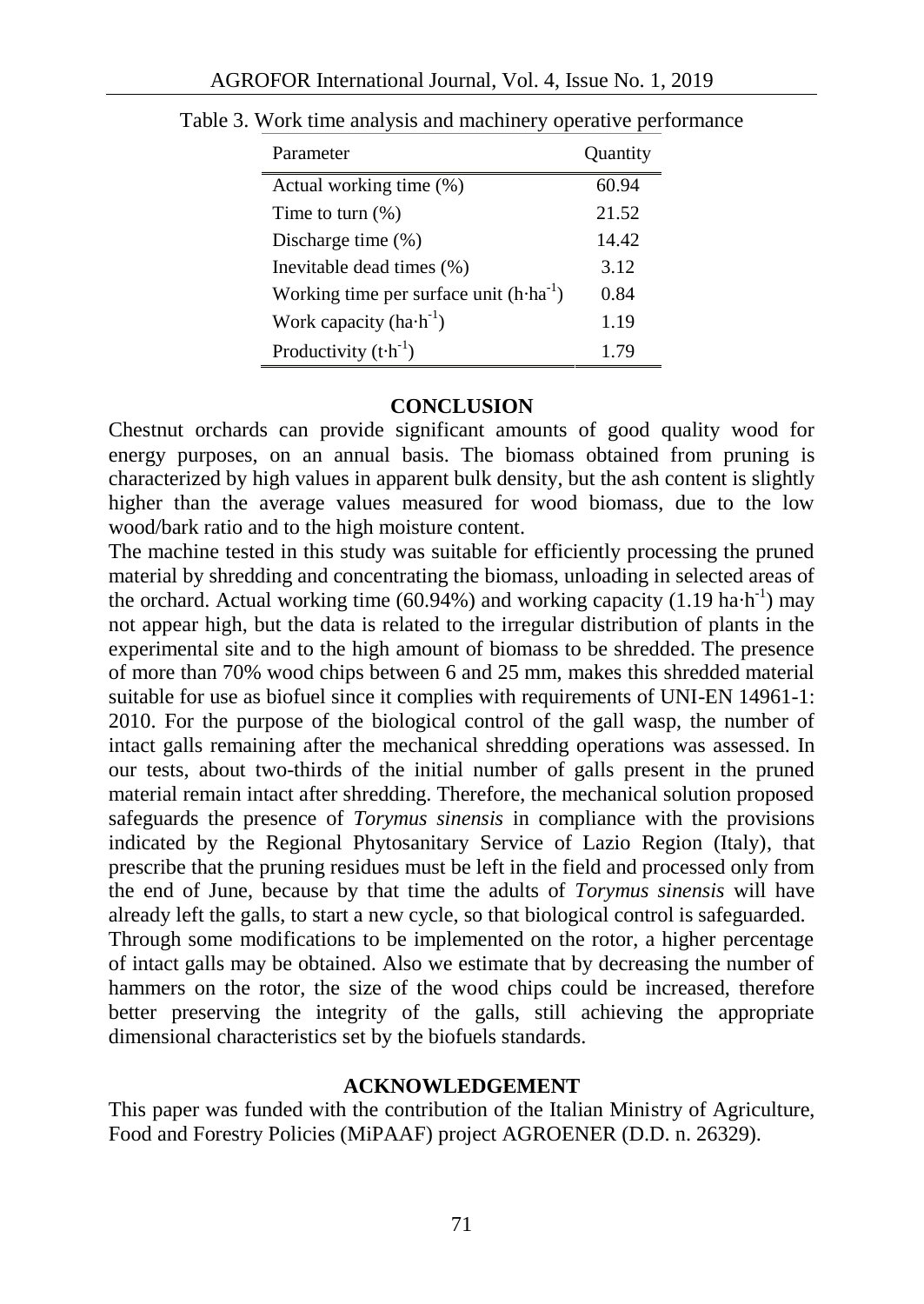Table 3. Work time analysis and machinery operative performance

| Parameter | Quantity |
|---|---|
| Actual working time (%) | 60.94 |
| Time to turn (%) | 21.52 |
| Discharge time (%) | 14.42 |
| Inevitable dead times (%) | 3.12 |
| Working time per surface unit ($h \cdot ha^{-1}$) | 0.84 |
| Work capacity ($ha \cdot h^{-1}$) | 1.19 |
| Productivity ($t \cdot h^{-1}$) | 1.79 |

## CONCLUSION

Chestnut orchards can provide significant amounts of good quality wood for energy purposes, on an annual basis. The biomass obtained from pruning is characterized by high values in apparent bulk density, but the ash content is slightly higher than the average values measured for wood biomass, due to the low wood/bark ratio and to the high moisture content.

The machine tested in this study was suitable for efficiently processing the pruned material by shredding and concentrating the biomass, unloading in selected areas of the orchard. Actual working time (60.94%) and working capacity (1.19 $ha \cdot h^{-1}$) may not appear high, but the data is related to the irregular distribution of plants in the experimental site and to the high amount of biomass to be shredded. The presence of more than 70% wood chips between 6 and 25 mm, makes this shredded material suitable for use as biofuel since it complies with requirements of UNI-EN 14961-1: 2010. For the purpose of the biological control of the gall wasp, the number of intact galls remaining after the mechanical shredding operations was assessed. In our tests, about two-thirds of the initial number of galls present in the pruned material remain intact after shredding. Therefore, the mechanical solution proposed safeguards the presence of *Torymus sinensis* in compliance with the provisions indicated by the Regional Phytosanitary Service of Lazio Region (Italy), that prescribe that the pruning residues must be left in the field and processed only from the end of June, because by that time the adults of *Torymus sinensis* will have already left the galls, to start a new cycle, so that biological control is safeguarded.

Through some modifications to be implemented on the rotor, a higher percentage of intact galls may be obtained. Also we estimate that by decreasing the number of hammers on the rotor, the size of the wood chips could be increased, therefore better preserving the integrity of the galls, still achieving the appropriate dimensional characteristics set by the biofuels standards.

## ACKNOWLEDGEMENT

This paper was funded with the contribution of the Italian Ministry of Agriculture, Food and Forestry Policies (MiPAAF) project AGROENER (D.D. n. 26329).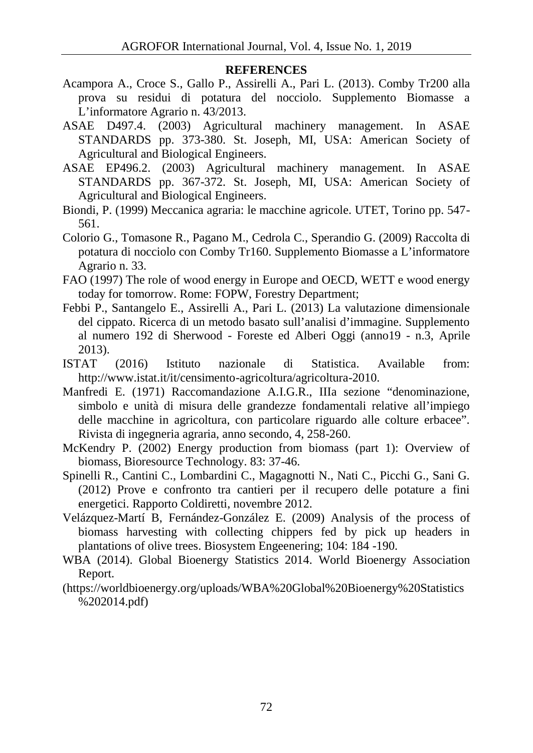## REFERENCES

Acampora A., Croce S., Gallo P., Assirelli A., Pari L. (2013). Comby Tr200 alla prova su residui di potatura del nocciolo. Supplemento Biomasse a L'informatore Agrario n. 43/2013.

ASAE D497.4. (2003) Agricultural machinery management. In ASAE STANDARDS pp. 373-380. St. Joseph, MI, USA: American Society of Agricultural and Biological Engineers.

ASAE EP496.2. (2003) Agricultural machinery management. In ASAE STANDARDS pp. 367-372. St. Joseph, MI, USA: American Society of Agricultural and Biological Engineers.

Biondi, P. (1999) Meccanica agraria: le macchine agricole. UTET, Torino pp. 547-561.

Colorio G., Tomasone R., Pagano M., Cedrola C., Sperandio G. (2009) Raccolta di potatura di nocciolo con Comby Tr160. Supplemento Biomasse a L'informatore Agrario n. 33.

FAO (1997) The role of wood energy in Europe and OECD, WETT e wood energy today for tomorrow. Rome: FOPW, Forestry Department;

Febbi P., Santangelo E., Assirelli A., Pari L. (2013) La valutazione dimensionale del cippato. Ricerca di un metodo basato sull'analisi d'immagine. Supplemento al numero 192 di Sherwood - Foreste ed Alberi Oggi (anno19 - n.3, Aprile 2013).

ISTAT (2016) Istituto nazionale di Statistica. Available from: http://www.istat.it/it/censimento-agricoltura/agricoltura-2010.

Manfredi E. (1971) Raccomandazione A.I.G.R., IIIa sezione "denominazione, simbolo e unità di misura delle grandezze fondamentali relative all'impiego delle macchine in agricoltura, con particolare riguardo alle colture erbacee". Rivista di ingegneria agraria, anno secondo, 4, 258-260.

McKendry P. (2002) Energy production from biomass (part 1): Overview of biomass, Bioresource Technology. 83: 37-46.

Spinelli R., Cantini C., Lombardini C., Magagnotti N., Nati C., Picchi G., Sani G. (2012) Prove e confronto tra cantieri per il recupero delle potature a fini energetici. Rapporto Coldiretti, novembre 2012.

Velázquez-Martí B, Fernández-González E. (2009) Analysis of the process of biomass harvesting with collecting chippers fed by pick up headers in plantations of olive trees. Biosystem Engeenering; 104: 184 -190.

WBA (2014). Global Bioenergy Statistics 2014. World Bioenergy Association Report.

(https://worldbioenergy.org/uploads/WBA%20Global%20Bioenergy%20Statistics%202014.pdf)